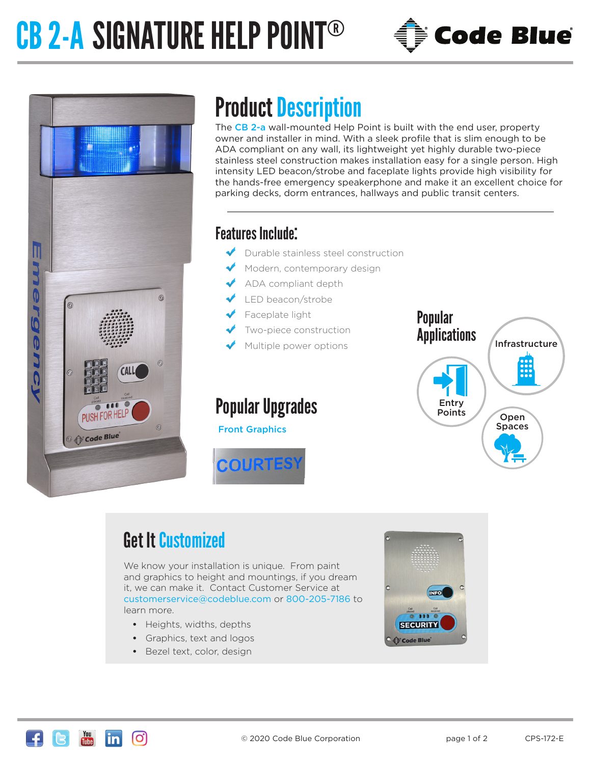# CB 2-A SIGNATURE HELP POINT®

## Product Description

The CB 2-a wall-mounted Help Point is built with the end user, property owner and installer in mind. With a sleek profile that is slim enough to be ADA compliant on any wall, its lightweight yet highly durable two-piece stainless steel construction makes installation easy for a single person. High intensity LED beacon/strobe and faceplate lights provide high visibility for the hands-free emergency speakerphone and make it an excellent choice for parking decks, dorm entrances, hallways and public transit centers.

### Features Include:

- Durable stainless steel construction
- Modern, contemporary design
- ADA compliant depth
- LED beacon/strobe
- Faceplate light
- Two-piece construction
- Multiple power options

### Popular Applications

- Infrastructure
- Entry Points
- Open Spaces

### Popular Upgrades

Front Graphics

COURTESY

## Get It Customized

We know your installation is unique. From paint and graphics to height and mountings, if you dream it, we can make it. Contact Customer Service at customerservice@codeblue.com or 800-205-7186 to learn more.

- Heights, widths, depths
- Graphics, text and logos
- Bezel text, color, design

© 2020 Code Blue Corporation

CPS-172-E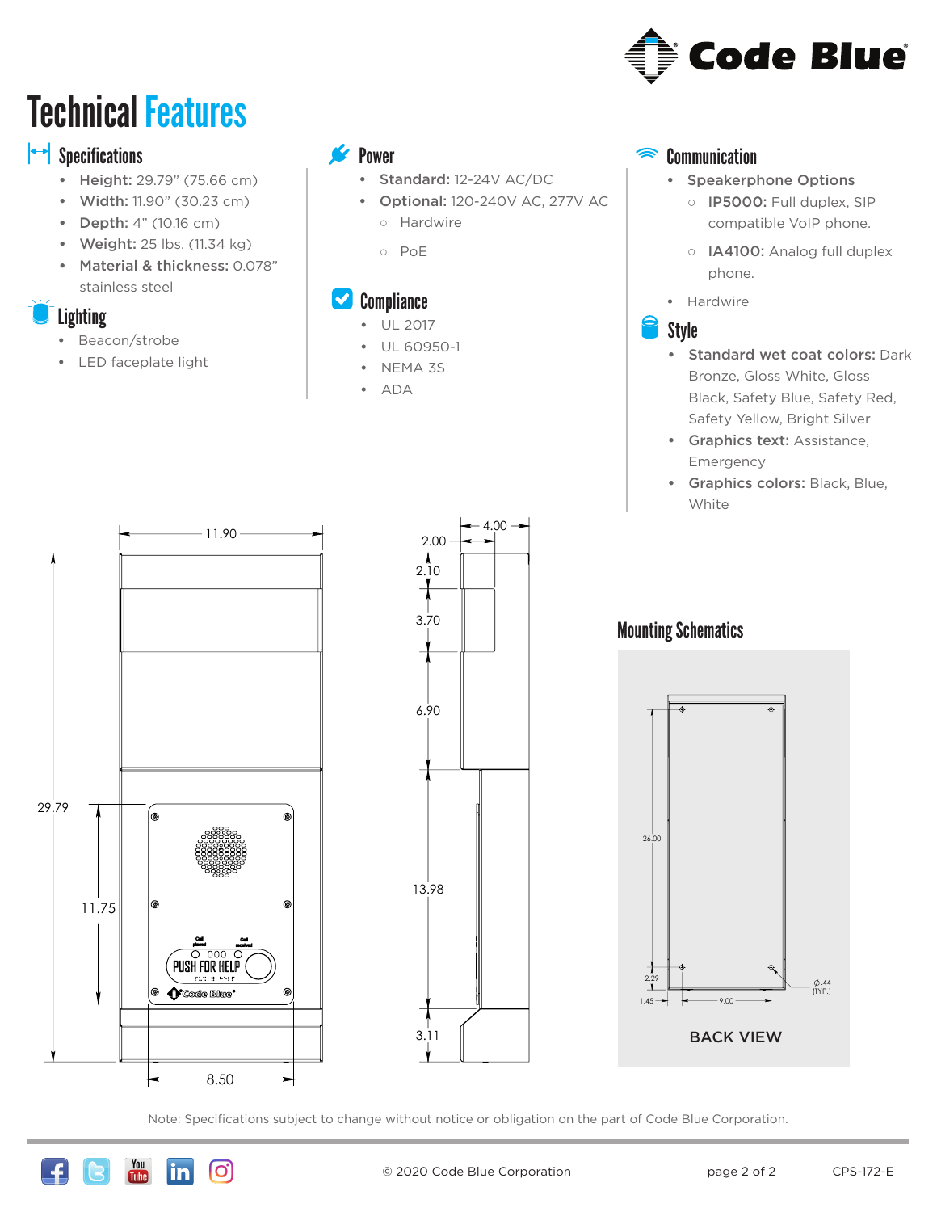# Technical Features

## Specifications

- **Height:** 29.79" (75.66 cm)
- **Width:** 11.90" (30.23 cm)
- **Depth:** 4" (10.16 cm)
- **Weight:** 25 lbs. (11.34 kg)
- **Material & thickness:** 0.078" stainless steel

## Lighting

- Beacon/strobe
- LED faceplate light

## Power

- **Standard:** 12-24V AC/DC
- **Optional:** 120-240V AC, 277V AC
  - Hardwire
  - PoE

## Compliance

- UL 2017
- UL 60950-1
- NEMA 3S
- ADA

## Communication

- Speakerphone Options
  - **IP5000:** Full duplex, SIP compatible VoIP phone.
  - **IA4100:** Analog full duplex phone.
- Hardwire

## Style

- **Standard wet coat colors:** Dark Bronze, Gloss White, Gloss Black, Safety Blue, Safety Red, Safety Yellow, Bright Silver
- **Graphics text:** Assistance, Emergency
- **Graphics colors:** Black, Blue, White

11.90
29.79
11.75
8.50
PUSH FOR HELP
4.00
2.00
2.10
3.70
6.90
13.98
3.11

## Mounting Schematics

26.00
2.29
1.45
9.00
Ø.44 (TYP.)

BACK VIEW

Note: Specifications subject to change without notice or obligation on the part of Code Blue Corporation.

© 2020 Code Blue Corporation

CPS-172-E